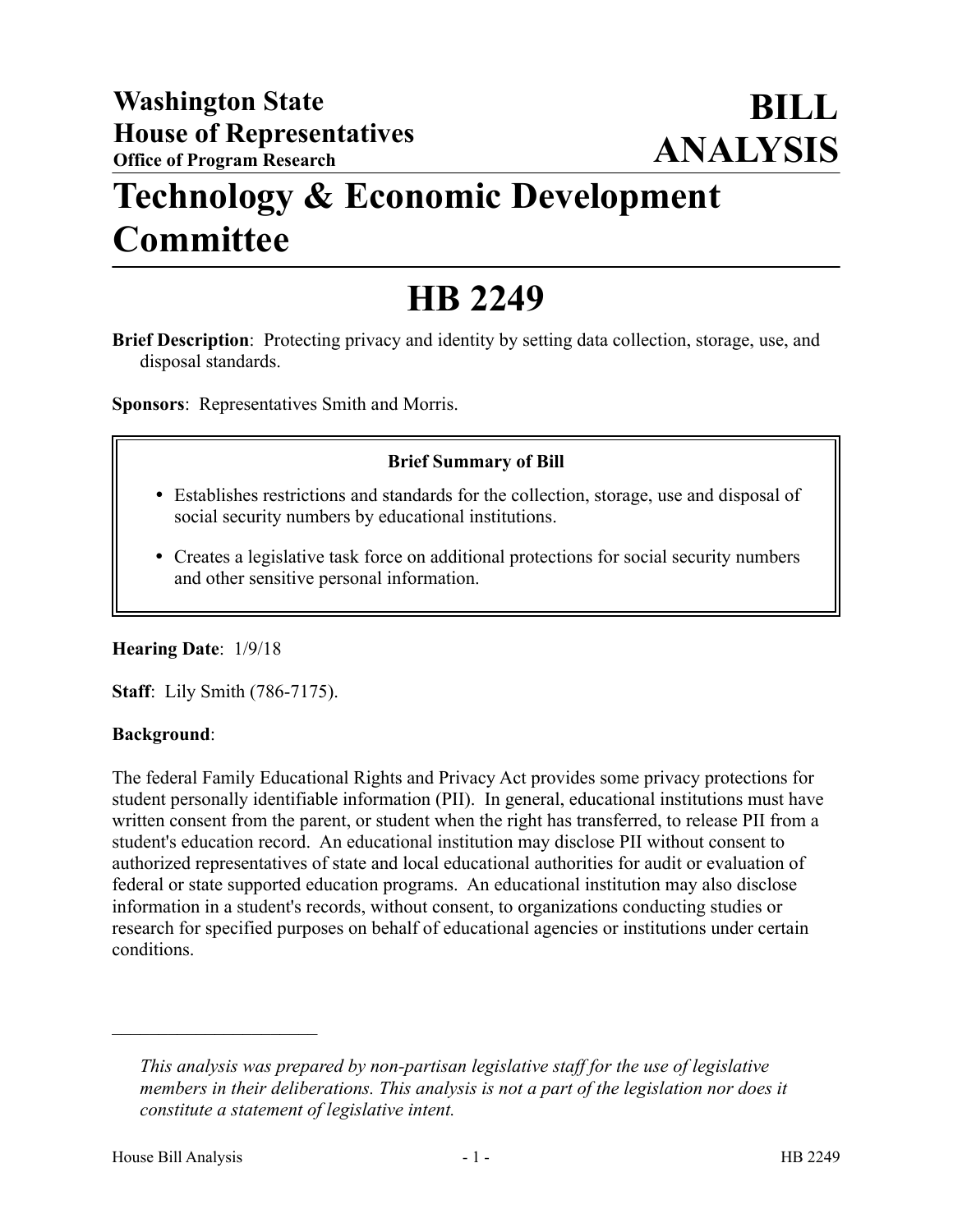# Washington State House of Representatives

**Office of Program Research**

# BILL ANALYSIS

# Technology & Economic Development Committee

# HB 2249

**Brief Description**: Protecting privacy and identity by setting data collection, storage, use, and disposal standards.

**Sponsors**: Representatives Smith and Morris.

**Brief Summary of Bill**

- Establishes restrictions and standards for the collection, storage, use and disposal of social security numbers by educational institutions.
- Creates a legislative task force on additional protections for social security numbers and other sensitive personal information.

**Hearing Date**: 1/9/18

**Staff**: Lily Smith (786-7175).

**Background**:

The federal Family Educational Rights and Privacy Act provides some privacy protections for student personally identifiable information (PII). In general, educational institutions must have written consent from the parent, or student when the right has transferred, to release PII from a student's education record. An educational institution may disclose PII without consent to authorized representatives of state and local educational authorities for audit or evaluation of federal or state supported education programs. An educational institution may also disclose information in a student's records, without consent, to organizations conducting studies or research for specified purposes on behalf of educational agencies or institutions under certain conditions.

---

*This analysis was prepared by non-partisan legislative staff for the use of legislative members in their deliberations. This analysis is not a part of the legislation nor does it constitute a statement of legislative intent.*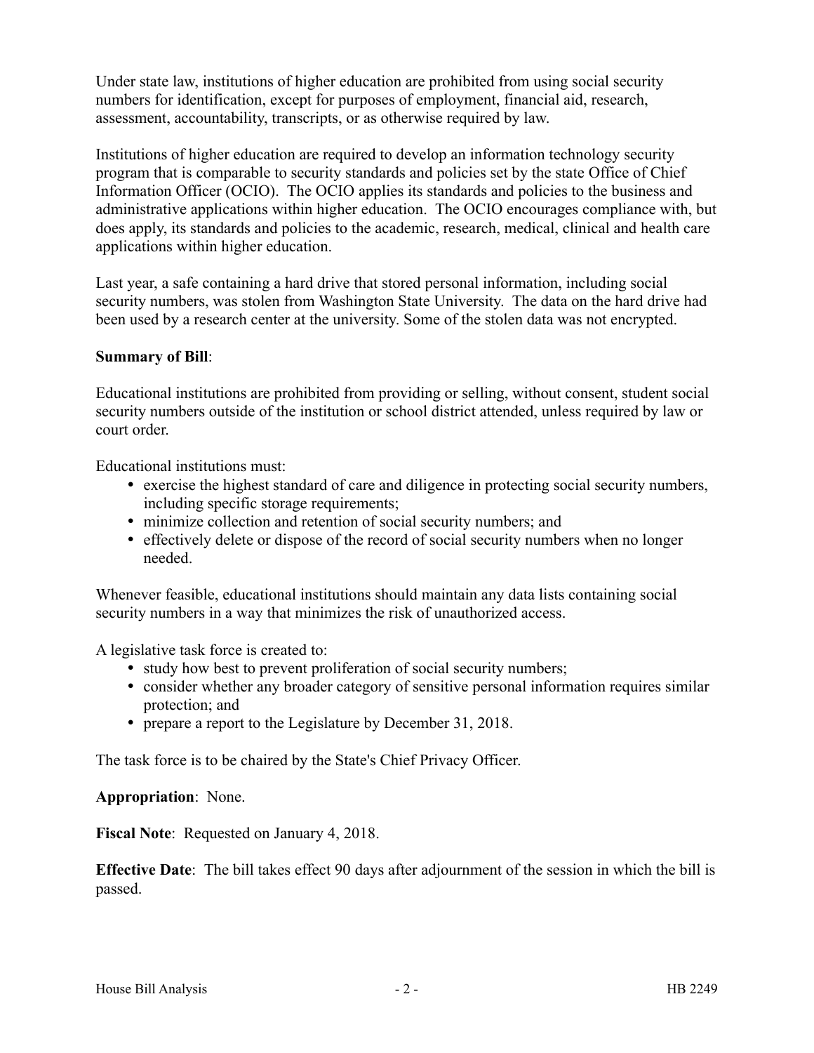Under state law, institutions of higher education are prohibited from using social security numbers for identification, except for purposes of employment, financial aid, research, assessment, accountability, transcripts, or as otherwise required by law.

Institutions of higher education are required to develop an information technology security program that is comparable to security standards and policies set by the state Office of Chief Information Officer (OCIO). The OCIO applies its standards and policies to the business and administrative applications within higher education. The OCIO encourages compliance with, but does apply, its standards and policies to the academic, research, medical, clinical and health care applications within higher education.

Last year, a safe containing a hard drive that stored personal information, including social security numbers, was stolen from Washington State University. The data on the hard drive had been used by a research center at the university. Some of the stolen data was not encrypted.

**Summary of Bill**:

Educational institutions are prohibited from providing or selling, without consent, student social security numbers outside of the institution or school district attended, unless required by law or court order.

Educational institutions must:

- exercise the highest standard of care and diligence in protecting social security numbers, including specific storage requirements;
- minimize collection and retention of social security numbers; and
- effectively delete or dispose of the record of social security numbers when no longer needed.

Whenever feasible, educational institutions should maintain any data lists containing social security numbers in a way that minimizes the risk of unauthorized access.

A legislative task force is created to:

- study how best to prevent proliferation of social security numbers;
- consider whether any broader category of sensitive personal information requires similar protection; and
- prepare a report to the Legislature by December 31, 2018.

The task force is to be chaired by the State's Chief Privacy Officer.

**Appropriation**: None.

**Fiscal Note**: Requested on January 4, 2018.

**Effective Date**: The bill takes effect 90 days after adjournment of the session in which the bill is passed.